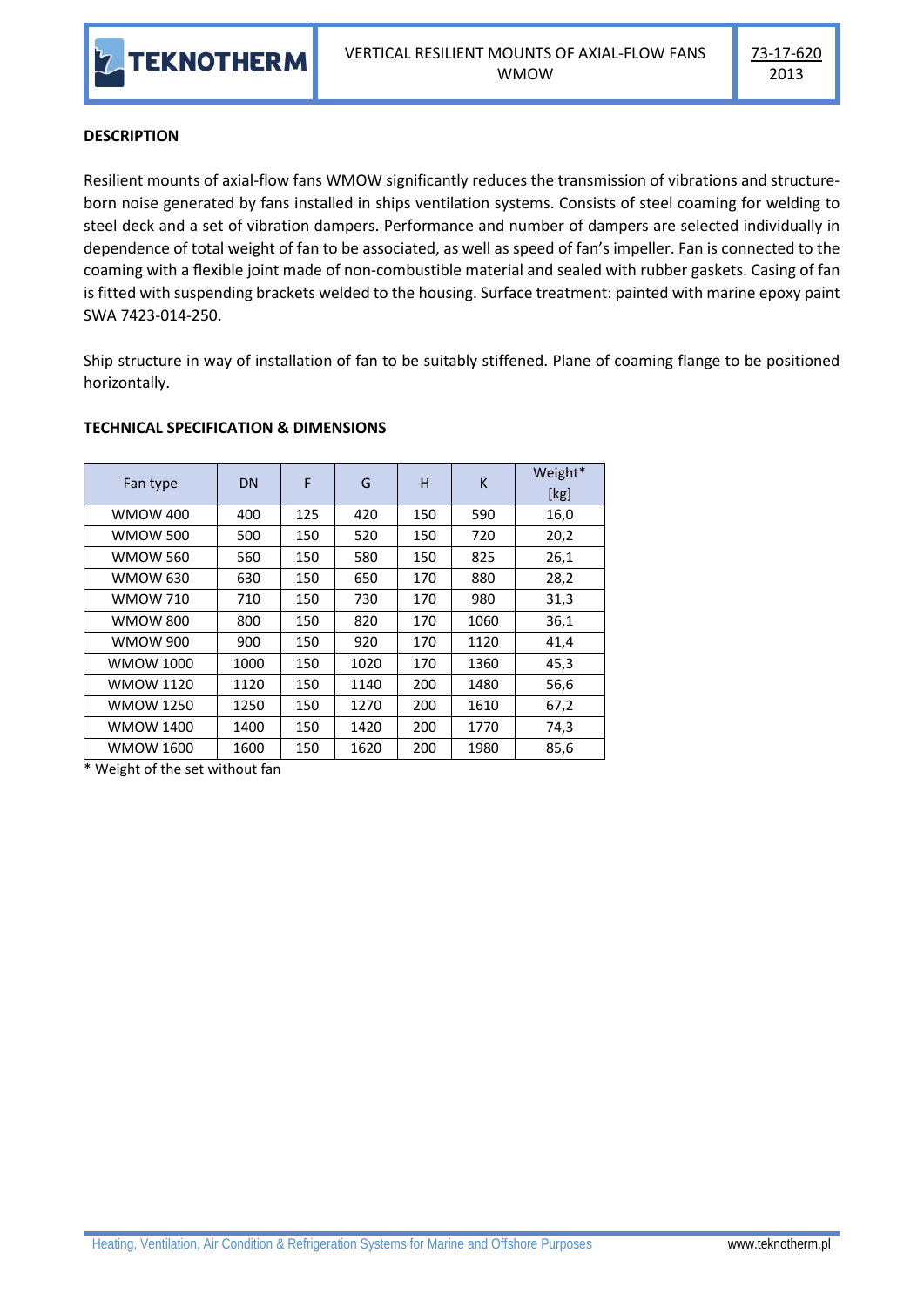# VERTICAL RESILIENT MOUNTS OF AXIAL-FLOW FANS WMOW

TEKNOTHERM — 73-17-620 — 2013

## DESCRIPTION

Resilient mounts of axial-flow fans WMOW significantly reduces the transmission of vibrations and structure-born noise generated by fans installed in ships ventilation systems. Consists of steel coaming for welding to steel deck and a set of vibration dampers. Performance and number of dampers are selected individually in dependence of total weight of fan to be associated, as well as speed of fan's impeller. Fan is connected to the coaming with a flexible joint made of non-combustible material and sealed with rubber gaskets. Casing of fan is fitted with suspending brackets welded to the housing. Surface treatment: painted with marine epoxy paint SWA 7423-014-250.

Ship structure in way of installation of fan to be suitably stiffened. Plane of coaming flange to be positioned horizontally.

## TECHNICAL SPECIFICATION & DIMENSIONS

| Fan type | DN | F | G | H | K | Weight* [kg] |
|---|---|---|---|---|---|---|
| WMOW 400 | 400 | 125 | 420 | 150 | 590 | 16,0 |
| WMOW 500 | 500 | 150 | 520 | 150 | 720 | 20,2 |
| WMOW 560 | 560 | 150 | 580 | 150 | 825 | 26,1 |
| WMOW 630 | 630 | 150 | 650 | 170 | 880 | 28,2 |
| WMOW 710 | 710 | 150 | 730 | 170 | 980 | 31,3 |
| WMOW 800 | 800 | 150 | 820 | 170 | 1060 | 36,1 |
| WMOW 900 | 900 | 150 | 920 | 170 | 1120 | 41,4 |
| WMOW 1000 | 1000 | 150 | 1020 | 170 | 1360 | 45,3 |
| WMOW 1120 | 1120 | 150 | 1140 | 200 | 1480 | 56,6 |
| WMOW 1250 | 1250 | 150 | 1270 | 200 | 1610 | 67,2 |
| WMOW 1400 | 1400 | 150 | 1420 | 200 | 1770 | 74,3 |
| WMOW 1600 | 1600 | 150 | 1620 | 200 | 1980 | 85,6 |

* Weight of the set without fan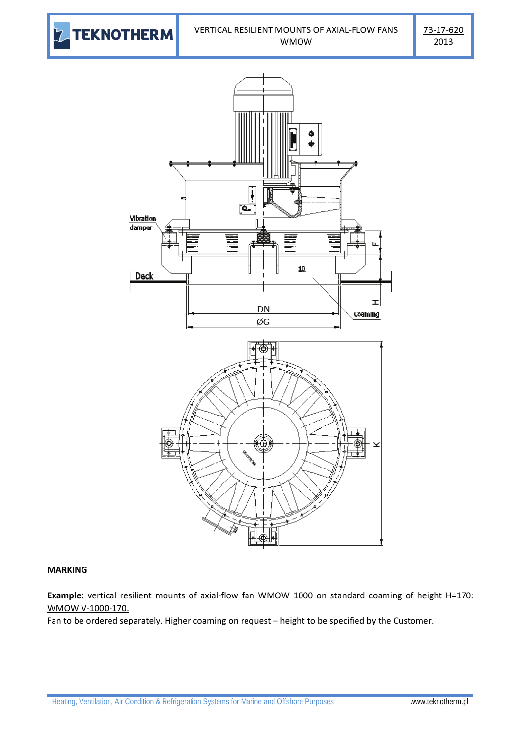Vibration damper

Deck

10

F

H

DN

ØG

Coaming

K

**MARKING**

**Example:** vertical resilient mounts of axial-flow fan WMOW 1000 on standard coaming of height H=170: WMOW V-1000-170.

Fan to be ordered separately. Higher coaming on request – height to be specified by the Customer.